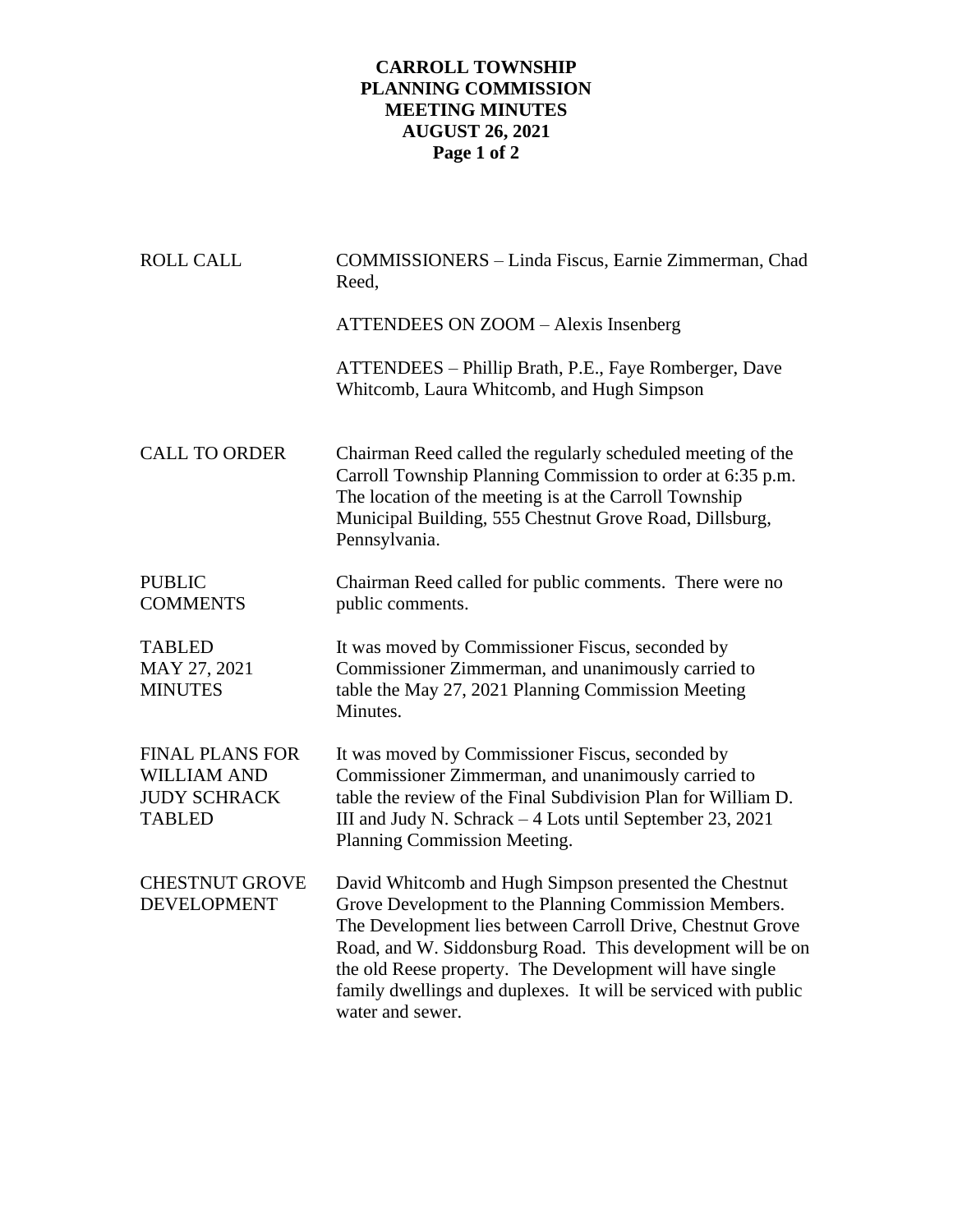# CARROLL TOWNSHIP
## PLANNING COMMISSION
## MEETING MINUTES
## AUGUST 26, 2021

**ROLL CALL**

COMMISSIONERS – Linda Fiscus, Earnie Zimmerman, Chad Reed,

ATTENDEES ON ZOOM – Alexis Insenberg

ATTENDEES – Phillip Brath, P.E., Faye Romberger, Dave Whitcomb, Laura Whitcomb, and Hugh Simpson

**CALL TO ORDER**

Chairman Reed called the regularly scheduled meeting of the Carroll Township Planning Commission to order at 6:35 p.m. The location of the meeting is at the Carroll Township Municipal Building, 555 Chestnut Grove Road, Dillsburg, Pennsylvania.

**PUBLIC COMMENTS**

Chairman Reed called for public comments. There were no public comments.

**TABLED MAY 27, 2021 MINUTES**

It was moved by Commissioner Fiscus, seconded by Commissioner Zimmerman, and unanimously carried to table the May 27, 2021 Planning Commission Meeting Minutes.

**FINAL PLANS FOR WILLIAM AND JUDY SCHRACK TABLED**

It was moved by Commissioner Fiscus, seconded by Commissioner Zimmerman, and unanimously carried to table the review of the Final Subdivision Plan for William D. III and Judy N. Schrack – 4 Lots until September 23, 2021 Planning Commission Meeting.

**CHESTNUT GROVE DEVELOPMENT**

David Whitcomb and Hugh Simpson presented the Chestnut Grove Development to the Planning Commission Members. The Development lies between Carroll Drive, Chestnut Grove Road, and W. Siddonsburg Road. This development will be on the old Reese property. The Development will have single family dwellings and duplexes. It will be serviced with public water and sewer.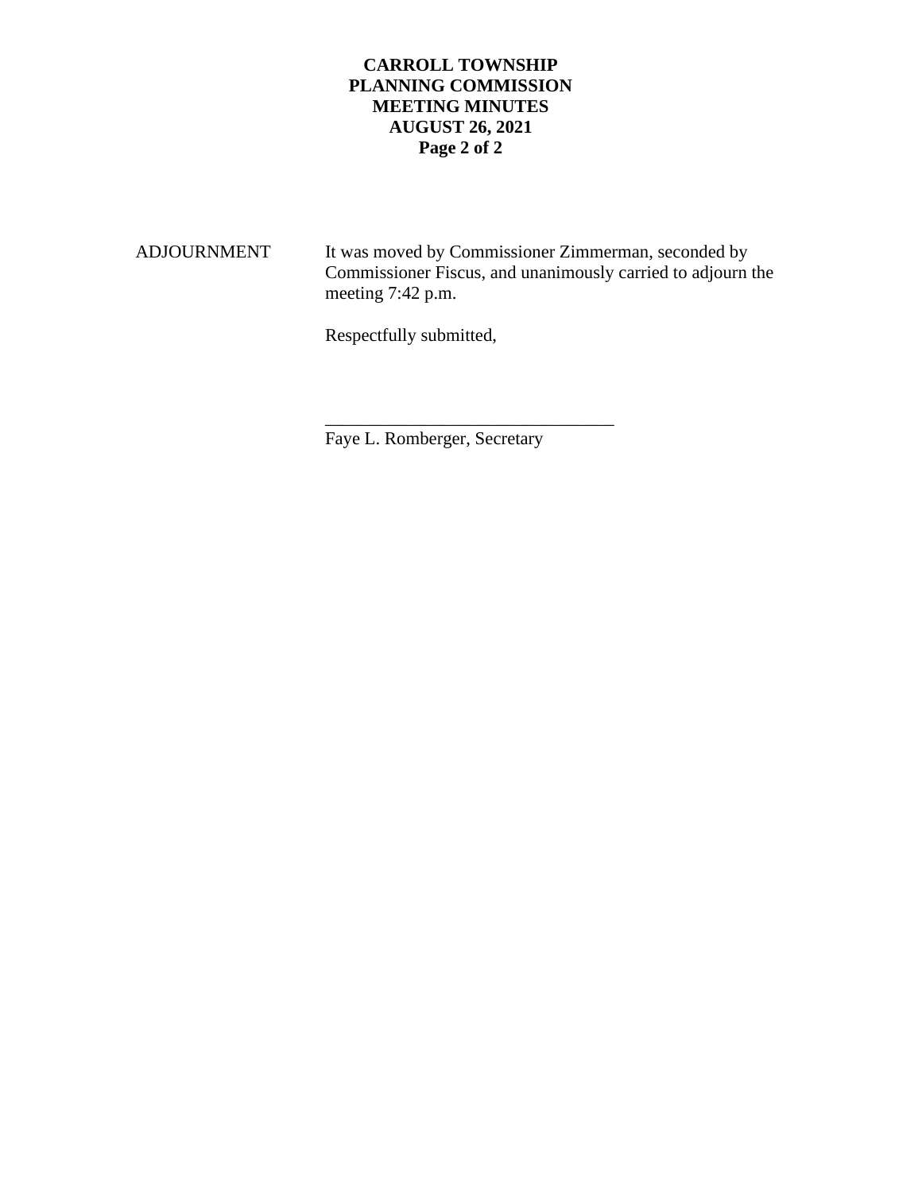ADJOURNMENT

It was moved by Commissioner Zimmerman, seconded by Commissioner Fiscus, and unanimously carried to adjourn the meeting 7:42 p.m.

Respectfully submitted,

________________________________

Faye L. Romberger, Secretary